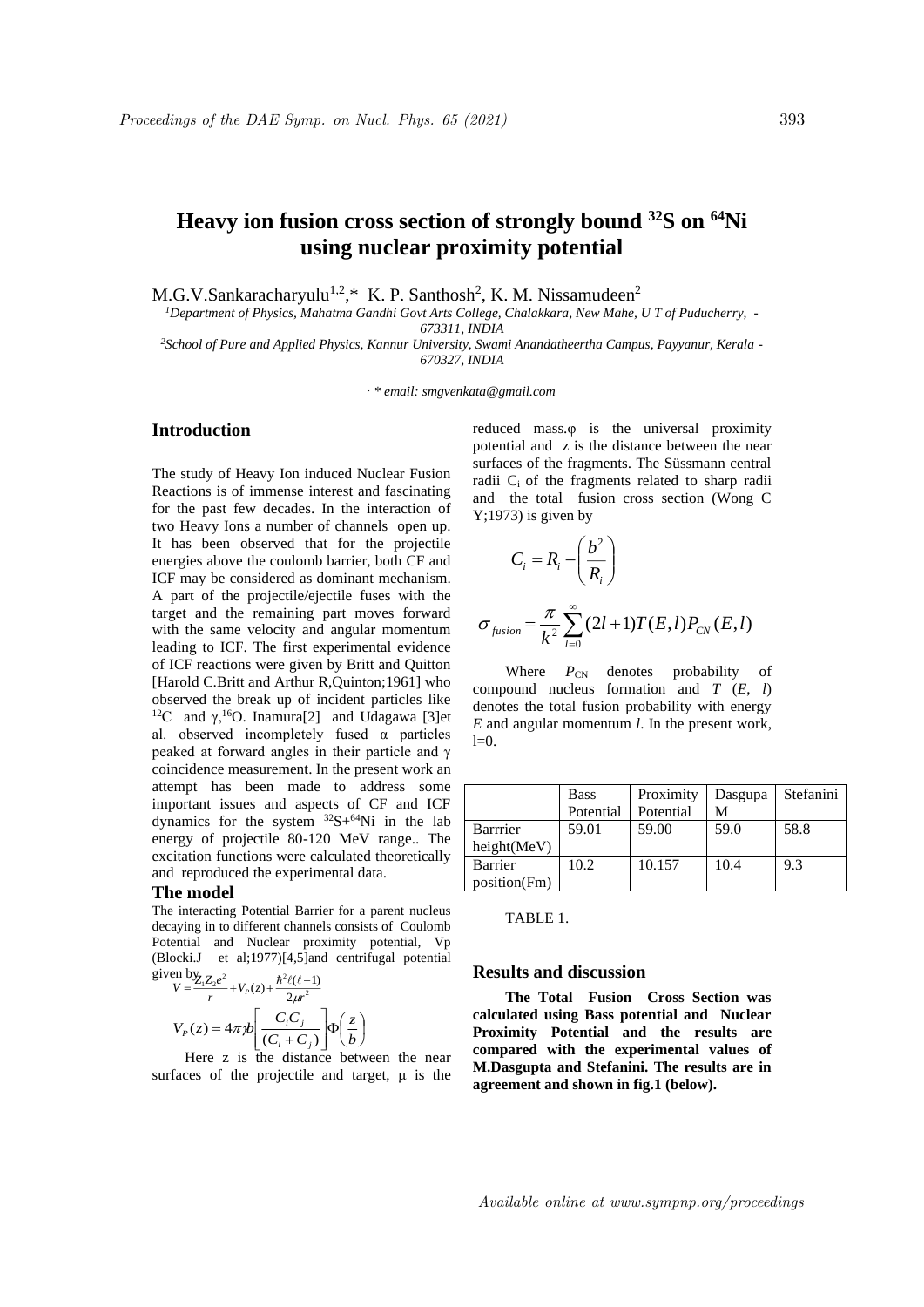// Heavy ion fusion cross section of strongly bound $^{32}S$ on $^{64}Ni$ using nuclear proximity potential

# Heavy ion fusion cross section of strongly bound $^{32}S$ on $^{64}Ni$ using nuclear proximity potential

M.G.V.Sankaracharyulu[1,2],* K. P. Santhosh[2], K. M. Nissamudeen[2]

[1]*Department of Physics, Mahatma Gandhi Govt Arts College, Chalakkara, New Mahe, U T of Puducherry, - 673311, INDIA*

[2]*School of Pure and Applied Physics, Kannur University, Swami Anandatheertha Campus, Payyanur, Kerala - 670327, INDIA*

*. * email: smgvenkata@gmail.com*

## Introduction

The study of Heavy Ion induced Nuclear Fusion Reactions is of immense interest and fascinating for the past few decades. In the interaction of two Heavy Ions a number of channels open up. It has been observed that for the projectile energies above the coulomb barrier, both CF and ICF may be considered as dominant mechanism. A part of the projectile/ejectile fuses with the target and the remaining part moves forward with the same velocity and angular momentum leading to ICF. The first experimental evidence of ICF reactions were given by Britt and Quitton [Harold C.Britt and Arthur R,Quinton;1961] who observed the break up of incident particles like $^{12}C$ and γ,$^{16}O$. Inamura[2] and Udagawa [3]et al. observed incompletely fused α particles peaked at forward angles in their particle and γ coincidence measurement. In the present work an attempt has been made to address some important issues and aspects of CF and ICF dynamics for the system $^{32}S+^{64}Ni$ in the lab energy of projectile 80-120 MeV range.. The excitation functions were calculated theoretically and reproduced the experimental data.

## The model

The interacting Potential Barrier for a parent nucleus decaying in to different channels consists of Coulomb Potential and Nuclear proximity potential, Vp (Blocki.J et al;1977)[4,5]and centrifugal potential given by

$$V = \frac{Z_1 Z_2 e^2}{r} + V_P(z) + \frac{\hbar^2 \ell(\ell+1)}{2\mu r^2}$$

$$V_P(z) = 4\pi\gamma b\left[\frac{C_i C_j}{(C_i + C_j)}\right]\Phi\left(\frac{z}{b}\right)$$

Here z is the distance between the near surfaces of the projectile and target, μ is the reduced mass.φ is the universal proximity potential and z is the distance between the near surfaces of the fragments. The Süssmann central radii $C_i$ of the fragments related to sharp radii and the total fusion cross section (Wong C Y;1973) is given by

$$C_i = R_i - \left(\frac{b^2}{R_i}\right)$$

$$\sigma_{fusion} = \frac{\pi}{k^2}\sum_{l=0}^{\infty}(2l+1)T(E,l)P_{CN}(E,l)$$

Where $P_{CN}$ denotes probability of compound nucleus formation and $T$ ($E$, $l$) denotes the total fusion probability with energy $E$ and angular momentum $l$. In the present work, l=0.

| | Bass Potential | Proximity Potential | Dasgupta M | Stefanini |
|---|---|---|---|---|
| Barrrier height(MeV) | 59.01 | 59.00 | 59.0 | 58.8 |
| Barrier position(Fm) | 10.2 | 10.157 | 10.4 | 9.3 |

TABLE 1.

## Results and discussion

**The Total Fusion Cross Section was calculated using Bass potential and Nuclear Proximity Potential and the results are compared with the experimental values of M.Dasgupta and Stefanini. The results are in agreement and shown in fig.1 (below).**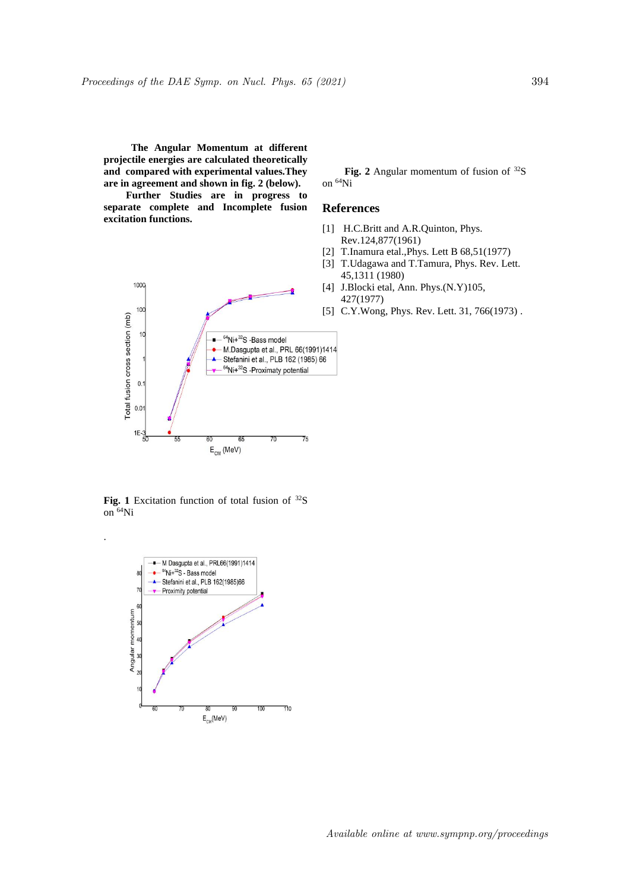**The Angular Momentum at different projectile energies are calculated theoretically and compared with experimental values.They are in agreement and shown in fig. 2 (below).**

**Further Studies are in progress to separate complete and Incomplete fusion excitation functions.**

1000
100
10
1
0.1
0.01
1E-3
Total fusion cross section (mb)
50
55
60
65
70
75
$E_{CM}$ (MeV)
$^{64}$Ni+$^{32}$S -Bass model
M.Dasgupta et al., PRL 66(1991)1414
Stefanini et al., PLB 162 (1985) 66
$^{64}$Ni+$^{32}$S -Proximaty potential

**Fig. 1** Excitation function of total fusion of $^{32}S$ on $^{64}Ni$

.

M Dasgupta et al., PRL66(1991)1414
$^{64}$Ni+$^{32}$S - Bass model
Stefanini et al., PLB 162(1985)66
Proximity potential
0
10
20
30
40
50
60
70
80
Angular momentum
60
70
80
90
100
110
$E_{CM}$(MeV)

**Fig. 2** Angular momentum of fusion of $^{32}S$ on $^{64}Ni$

## References

[1] H.C.Britt and A.R.Quinton, Phys. Rev.124,877(1961)
[2] T.Inamura etal.,Phys. Lett B 68,51(1977)
[3] T.Udagawa and T.Tamura, Phys. Rev. Lett. 45,1311 (1980)
[4] J.Blocki etal, Ann. Phys.(N.Y)105, 427(1977)
[5] C.Y.Wong, Phys. Rev. Lett. 31, 766(1973) .